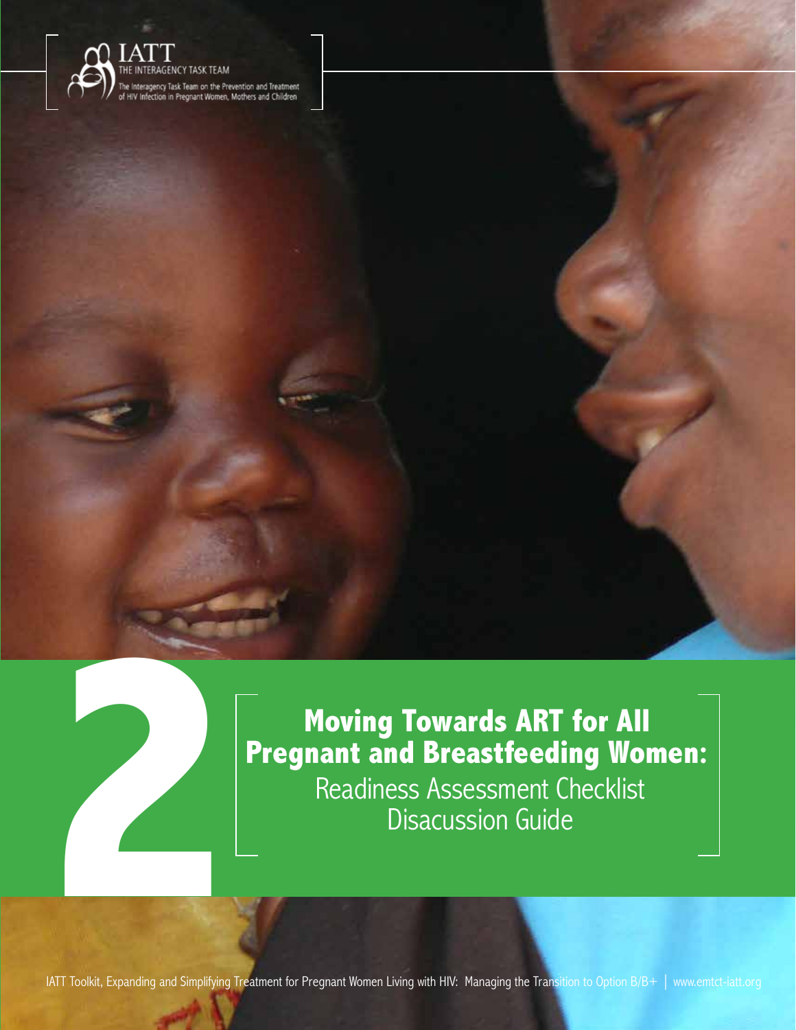IATT
THE INTERAGENCY TASK TEAM
The Interagency Task Team on the Prevention and Treatment of HIV Infection in Pregnant Women, Mothers and Children

2

# Moving Towards ART for All Pregnant and Breastfeeding Women:

## Readiness Assessment Checklist Disacussion Guide

IATT Toolkit, Expanding and Simplifying Treatment for Pregnant Women Living with HIV: Managing the Transition to Option B/B+ | www.emtct-iatt.org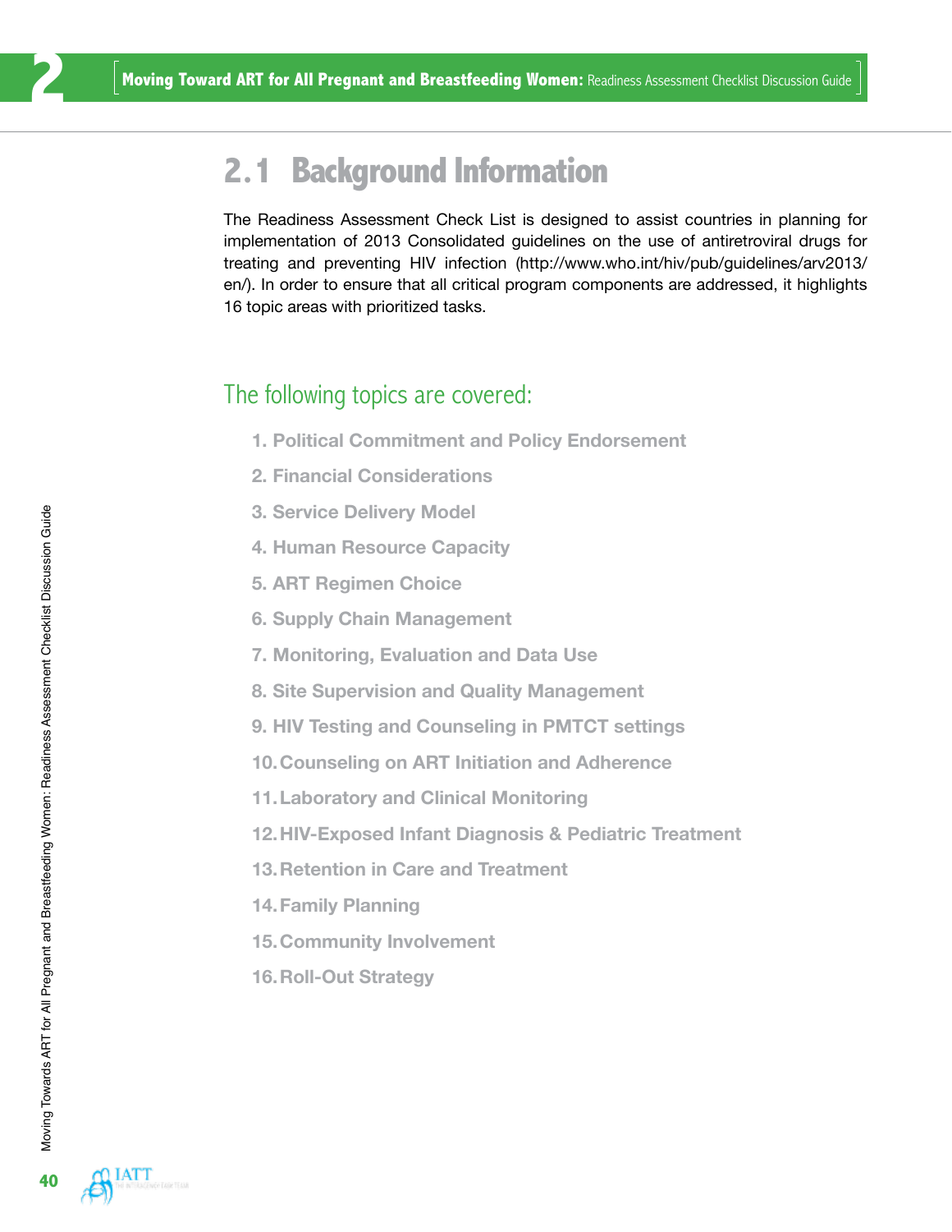## 2.1 Background Information

The Readiness Assessment Check List is designed to assist countries in planning for implementation of 2013 Consolidated guidelines on the use of antiretroviral drugs for treating and preventing HIV infection (http://www.who.int/hiv/pub/guidelines/arv2013/en/). In order to ensure that all critical program components are addressed, it highlights 16 topic areas with prioritized tasks.

### The following topics are covered:

1. Political Commitment and Policy Endorsement
2. Financial Considerations
3. Service Delivery Model
4. Human Resource Capacity
5. ART Regimen Choice
6. Supply Chain Management
7. Monitoring, Evaluation and Data Use
8. Site Supervision and Quality Management
9. HIV Testing and Counseling in PMTCT settings
10. Counseling on ART Initiation and Adherence
11. Laboratory and Clinical Monitoring
12. HIV-Exposed Infant Diagnosis & Pediatric Treatment
13. Retention in Care and Treatment
14. Family Planning
15. Community Involvement
16. Roll-Out Strategy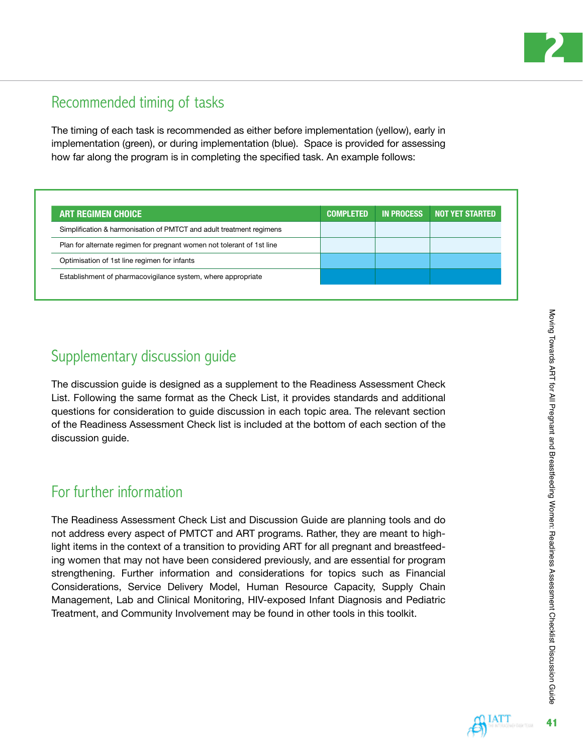## Recommended timing of tasks

The timing of each task is recommended as either before implementation (yellow), early in implementation (green), or during implementation (blue). Space is provided for assessing how far along the program is in completing the specified task. An example follows:

| ART REGIMEN CHOICE | COMPLETED | IN PROCESS | NOT YET STARTED |
|---|---|---|---|
| Simplification & harmonisation of PMTCT and adult treatment regimens | | | |
| Plan for alternate regimen for pregnant women not tolerant of 1st line | | | |
| Optimisation of 1st line regimen for infants | | | |
| Establishment of pharmacovigilance system, where appropriate | | | |

## Supplementary discussion guide

The discussion guide is designed as a supplement to the Readiness Assessment Check List. Following the same format as the Check List, it provides standards and additional questions for consideration to guide discussion in each topic area. The relevant section of the Readiness Assessment Check list is included at the bottom of each section of the discussion guide.

## For further information

The Readiness Assessment Check List and Discussion Guide are planning tools and do not address every aspect of PMTCT and ART programs. Rather, they are meant to highlight items in the context of a transition to providing ART for all pregnant and breastfeeding women that may not have been considered previously, and are essential for program strengthening. Further information and considerations for topics such as Financial Considerations, Service Delivery Model, Human Resource Capacity, Supply Chain Management, Lab and Clinical Monitoring, HIV-exposed Infant Diagnosis and Pediatric Treatment, and Community Involvement may be found in other tools in this toolkit.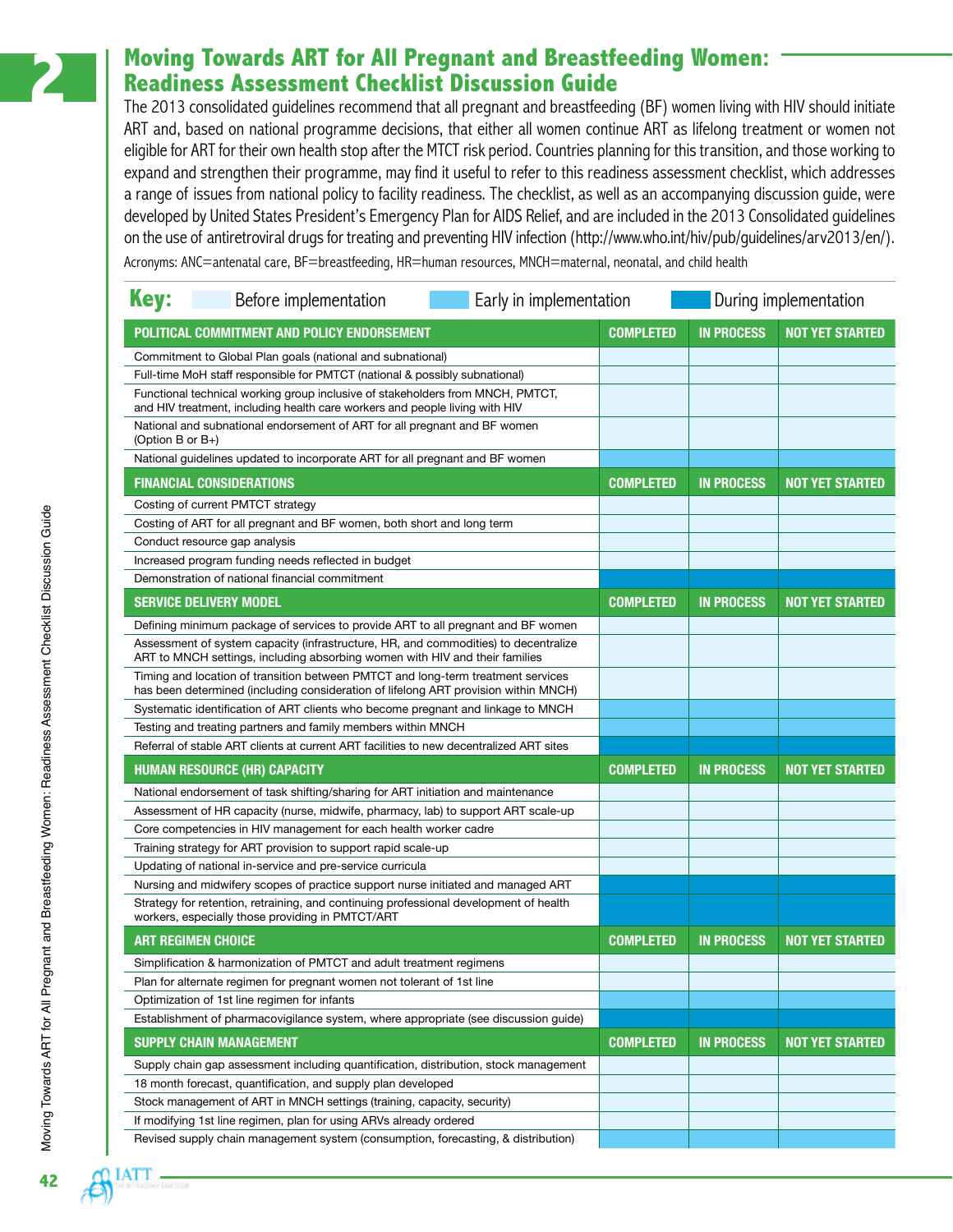## Moving Towards ART for All Pregnant and Breastfeeding Women: Readiness Assessment Checklist Discussion Guide

The 2013 consolidated guidelines recommend that all pregnant and breastfeeding (BF) women living with HIV should initiate ART and, based on national programme decisions, that either all women continue ART as lifelong treatment or women not eligible for ART for their own health stop after the MTCT risk period. Countries planning for this transition, and those working to expand and strengthen their programme, may find it useful to refer to this readiness assessment checklist, which addresses a range of issues from national policy to facility readiness. The checklist, as well as an accompanying discussion guide, were developed by United States President's Emergency Plan for AIDS Relief, and are included in the 2013 Consolidated guidelines on the use of antiretroviral drugs for treating and preventing HIV infection (http://www.who.int/hiv/pub/guidelines/arv2013/en/).

Acronyms: ANC=antenatal care, BF=breastfeeding, HR=human resources, MNCH=maternal, neonatal, and child health

**Key:** Before implementation | Early in implementation | During implementation

| POLITICAL COMMITMENT AND POLICY ENDORSEMENT | COMPLETED | IN PROCESS | NOT YET STARTED |
|---|---|---|---|
| Commitment to Global Plan goals (national and subnational) | | | |
| Full-time MoH staff responsible for PMTCT (national & possibly subnational) | | | |
| Functional technical working group inclusive of stakeholders from MNCH, PMTCT, and HIV treatment, including health care workers and people living with HIV | | | |
| National and subnational endorsement of ART for all pregnant and BF women (Option B or B+) | | | |
| National guidelines updated to incorporate ART for all pregnant and BF women | | | |
| **FINANCIAL CONSIDERATIONS** | **COMPLETED** | **IN PROCESS** | **NOT YET STARTED** |
| Costing of current PMTCT strategy | | | |
| Costing of ART for all pregnant and BF women, both short and long term | | | |
| Conduct resource gap analysis | | | |
| Increased program funding needs reflected in budget | | | |
| Demonstration of national financial commitment | | | |
| **SERVICE DELIVERY MODEL** | **COMPLETED** | **IN PROCESS** | **NOT YET STARTED** |
| Defining minimum package of services to provide ART to all pregnant and BF women | | | |
| Assessment of system capacity (infrastructure, HR, and commodities) to decentralize ART to MNCH settings, including absorbing women with HIV and their families | | | |
| Timing and location of transition between PMTCT and long-term treatment services has been determined (including consideration of lifelong ART provision within MNCH) | | | |
| Systematic identification of ART clients who become pregnant and linkage to MNCH | | | |
| Testing and treating partners and family members within MNCH | | | |
| Referral of stable ART clients at current ART facilities to new decentralized ART sites | | | |
| **HUMAN RESOURCE (HR) CAPACITY** | **COMPLETED** | **IN PROCESS** | **NOT YET STARTED** |
| National endorsement of task shifting/sharing for ART initiation and maintenance | | | |
| Assessment of HR capacity (nurse, midwife, pharmacy, lab) to support ART scale-up | | | |
| Core competencies in HIV management for each health worker cadre | | | |
| Training strategy for ART provision to support rapid scale-up | | | |
| Updating of national in-service and pre-service curricula | | | |
| Nursing and midwifery scopes of practice support nurse initiated and managed ART | | | |
| Strategy for retention, retraining, and continuing professional development of health workers, especially those providing in PMTCT/ART | | | |
| **ART REGIMEN CHOICE** | **COMPLETED** | **IN PROCESS** | **NOT YET STARTED** |
| Simplification & harmonization of PMTCT and adult treatment regimens | | | |
| Plan for alternate regimen for pregnant women not tolerant of 1st line | | | |
| Optimization of 1st line regimen for infants | | | |
| Establishment of pharmacovigilance system, where appropriate (see discussion guide) | | | |
| **SUPPLY CHAIN MANAGEMENT** | **COMPLETED** | **IN PROCESS** | **NOT YET STARTED** |
| Supply chain gap assessment including quantification, distribution, stock management | | | |
| 18 month forecast, quantification, and supply plan developed | | | |
| Stock management of ART in MNCH settings (training, capacity, security) | | | |
| If modifying 1st line regimen, plan for using ARVs already ordered | | | |
| Revised supply chain management system (consumption, forecasting, & distribution) | | | |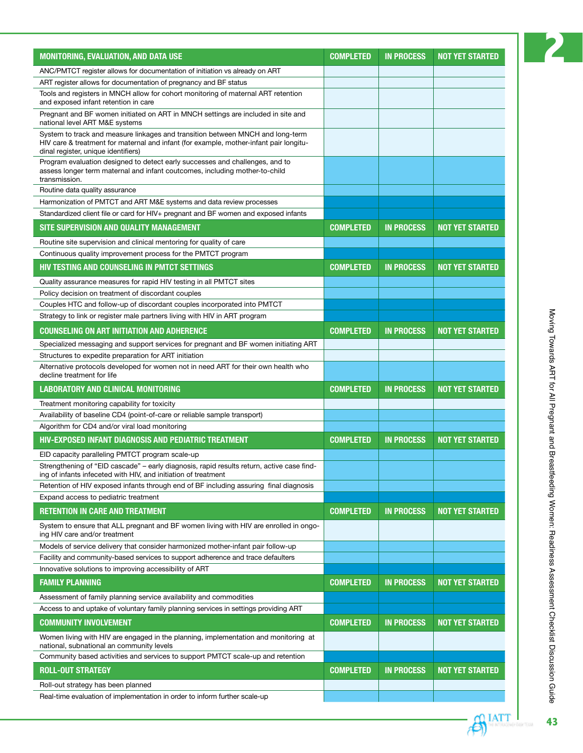| MONITORING, EVALUATION, AND DATA USE | COMPLETED | IN PROCESS | NOT YET STARTED |
|---|---|---|---|
| ANC/PMTCT register allows for documentation of initiation vs already on ART | | | |
| ART register allows for documentation of pregnancy and BF status | | | |
| Tools and registers in MNCH allow for cohort monitoring of maternal ART retention and exposed infant retention in care | | | |
| Pregnant and BF women initiated on ART in MNCH settings are included in site and national level ART M&E systems | | | |
| System to track and measure linkages and transition between MNCH and long-term HIV care & treatment for maternal and infant (for example, mother-infant pair longitudinal register, unique identifiers) | | | |
| Program evaluation designed to detect early successes and challenges, and to assess longer term maternal and infant coutcomes, including mother-to-child transmission. | | | |
| Routine data quality assurance | | | |
| Harmonization of PMTCT and ART M&E systems and data review processes | | | |
| Standardized client file or card for HIV+ pregnant and BF women and exposed infants | | | |
| **SITE SUPERVISION AND QUALITY MANAGEMENT** | **COMPLETED** | **IN PROCESS** | **NOT YET STARTED** |
| Routine site supervision and clinical mentoring for quality of care | | | |
| Continuous quality improvement process for the PMTCT program | | | |
| **HIV TESTING AND COUNSELING IN PMTCT SETTINGS** | **COMPLETED** | **IN PROCESS** | **NOT YET STARTED** |
| Quality assurance measures for rapid HIV testing in all PMTCT sites | | | |
| Policy decision on treatment of discordant couples | | | |
| Couples HTC and follow-up of discordant couples incorporated into PMTCT | | | |
| Strategy to link or register male partners living with HIV in ART program | | | |
| **COUNSELING ON ART INITIATION AND ADHERENCE** | **COMPLETED** | **IN PROCESS** | **NOT YET STARTED** |
| Specialized messaging and support services for pregnant and BF women initiating ART | | | |
| Structures to expedite preparation for ART initiation | | | |
| Alternative protocols developed for women not in need ART for their own health who decline treatment for life | | | |
| **LABORATORY AND CLINICAL MONITORING** | **COMPLETED** | **IN PROCESS** | **NOT YET STARTED** |
| Treatment monitoring capability for toxicity | | | |
| Availability of baseline CD4 (point-of-care or reliable sample transport) | | | |
| Algorithm for CD4 and/or viral load monitoring | | | |
| **HIV-EXPOSED INFANT DIAGNOSIS AND PEDIATRIC TREATMENT** | **COMPLETED** | **IN PROCESS** | **NOT YET STARTED** |
| EID capacity paralleling PMTCT program scale-up | | | |
| Strengthening of "EID cascade" – early diagnosis, rapid results return, active case finding of infants infeceted with HIV, and initiation of treatment | | | |
| Retention of HIV exposed infants through end of BF including assuring final diagnosis | | | |
| Expand access to pediatric treatment | | | |
| **RETENTION IN CARE AND TREATMENT** | **COMPLETED** | **IN PROCESS** | **NOT YET STARTED** |
| System to ensure that ALL pregnant and BF women living with HIV are enrolled in ongoing HIV care and/or treatment | | | |
| Models of service delivery that consider harmonized mother-infant pair follow-up | | | |
| Facility and community-based services to support adherence and trace defaulters | | | |
| Innovative solutions to improving accessibility of ART | | | |
| **FAMILY PLANNING** | **COMPLETED** | **IN PROCESS** | **NOT YET STARTED** |
| Assessment of family planning service availability and commodities | | | |
| Access to and uptake of voluntary family planning services in settings providing ART | | | |
| **COMMUNITY INVOLVEMENT** | **COMPLETED** | **IN PROCESS** | **NOT YET STARTED** |
| Women living with HIV are engaged in the planning, implementation and monitoring at national, subnational an community levels | | | |
| Community based activities and services to support PMTCT scale-up and retention | | | |
| **ROLL-OUT STRATEGY** | **COMPLETED** | **IN PROCESS** | **NOT YET STARTED** |
| Roll-out strategy has been planned | | | |
| Real-time evaluation of implementation in order to inform further scale-up | | | |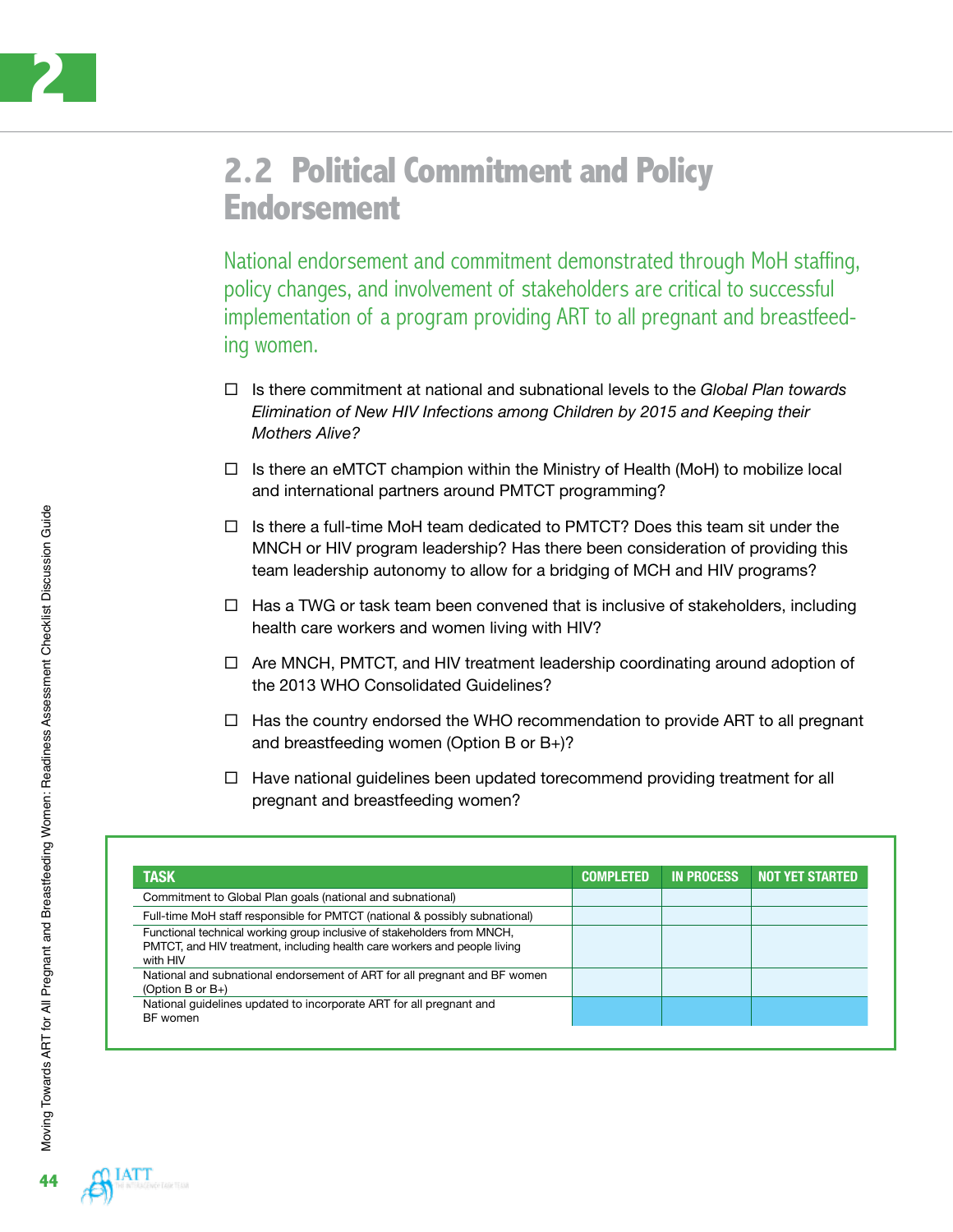## 2.2 Political Commitment and Policy Endorsement

National endorsement and commitment demonstrated through MoH staffing, policy changes, and involvement of stakeholders are critical to successful implementation of a program providing ART to all pregnant and breastfeeding women.

- ☐ Is there commitment at national and subnational levels to the *Global Plan towards Elimination of New HIV Infections among Children by 2015 and Keeping their Mothers Alive?*
- ☐ Is there an eMTCT champion within the Ministry of Health (MoH) to mobilize local and international partners around PMTCT programming?
- ☐ Is there a full-time MoH team dedicated to PMTCT? Does this team sit under the MNCH or HIV program leadership? Has there been consideration of providing this team leadership autonomy to allow for a bridging of MCH and HIV programs?
- ☐ Has a TWG or task team been convened that is inclusive of stakeholders, including health care workers and women living with HIV?
- ☐ Are MNCH, PMTCT, and HIV treatment leadership coordinating around adoption of the 2013 WHO Consolidated Guidelines?
- ☐ Has the country endorsed the WHO recommendation to provide ART to all pregnant and breastfeeding women (Option B or B+)?
- ☐ Have national guidelines been updated torecommend providing treatment for all pregnant and breastfeeding women?

| TASK | COMPLETED | IN PROCESS | NOT YET STARTED |
|---|---|---|---|
| Commitment to Global Plan goals (national and subnational) | | | |
| Full-time MoH staff responsible for PMTCT (national & possibly subnational) | | | |
| Functional technical working group inclusive of stakeholders from MNCH, PMTCT, and HIV treatment, including health care workers and people living with HIV | | | |
| National and subnational endorsement of ART for all pregnant and BF women (Option B or B+) | | | |
| National guidelines updated to incorporate ART for all pregnant and BF women | | | |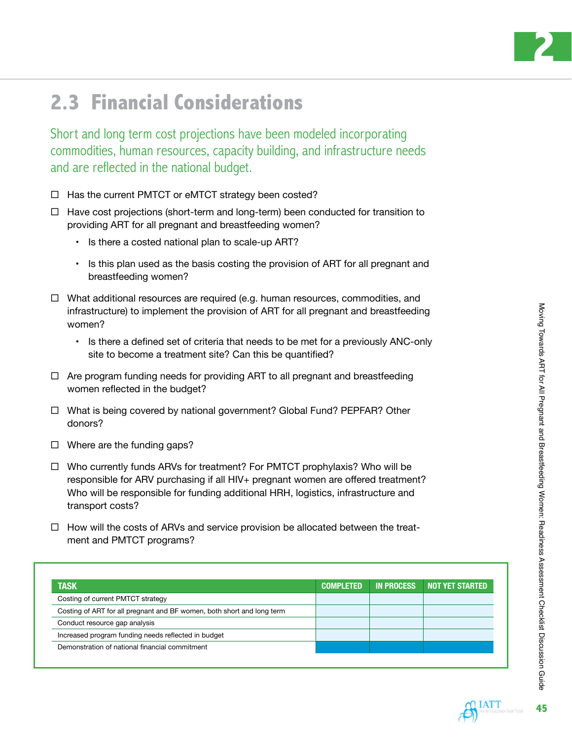## 2.3 Financial Considerations

Short and long term cost projections have been modeled incorporating commodities, human resources, capacity building, and infrastructure needs and are reflected in the national budget.

- ☐ Has the current PMTCT or eMTCT strategy been costed?
- ☐ Have cost projections (short-term and long-term) been conducted for transition to providing ART for all pregnant and breastfeeding women?
  - Is there a costed national plan to scale-up ART?
  - Is this plan used as the basis costing the provision of ART for all pregnant and breastfeeding women?
- ☐ What additional resources are required (e.g. human resources, commodities, and infrastructure) to implement the provision of ART for all pregnant and breastfeeding women?
  - Is there a defined set of criteria that needs to be met for a previously ANC-only site to become a treatment site? Can this be quantified?
- ☐ Are program funding needs for providing ART to all pregnant and breastfeeding women reflected in the budget?
- ☐ What is being covered by national government? Global Fund? PEPFAR? Other donors?
- ☐ Where are the funding gaps?
- ☐ Who currently funds ARVs for treatment? For PMTCT prophylaxis? Who will be responsible for ARV purchasing if all HIV+ pregnant women are offered treatment? Who will be responsible for funding additional HRH, logistics, infrastructure and transport costs?
- ☐ How will the costs of ARVs and service provision be allocated between the treatment and PMTCT programs?

| TASK | COMPLETED | IN PROCESS | NOT YET STARTED |
|---|---|---|---|
| Costing of current PMTCT strategy | | | |
| Costing of ART for all pregnant and BF women, both short and long term | | | |
| Conduct resource gap analysis | | | |
| Increased program funding needs reflected in budget | | | |
| Demonstration of national financial commitment | | | |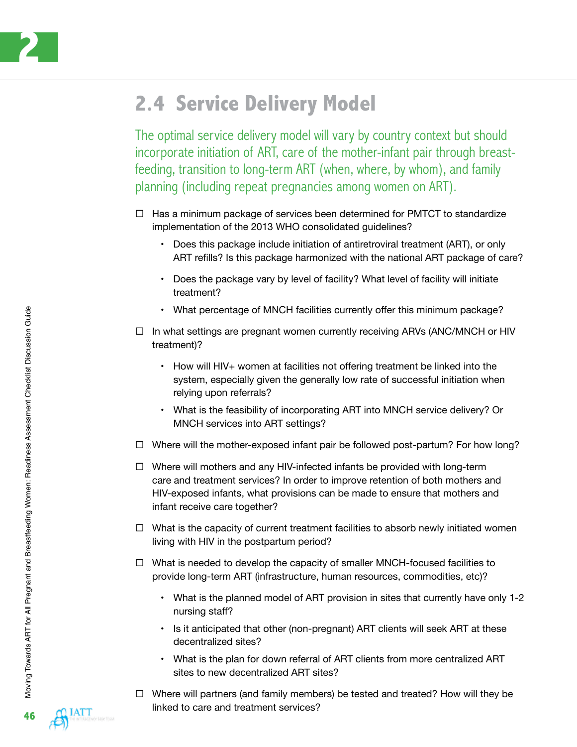## 2.4 Service Delivery Model

The optimal service delivery model will vary by country context but should incorporate initiation of ART, care of the mother-infant pair through breast-feeding, transition to long-term ART (when, where, by whom), and family planning (including repeat pregnancies among women on ART).

- ☐ Has a minimum package of services been determined for PMTCT to standardize implementation of the 2013 WHO consolidated guidelines?
  - Does this package include initiation of antiretroviral treatment (ART), or only ART refills? Is this package harmonized with the national ART package of care?
  - Does the package vary by level of facility? What level of facility will initiate treatment?
  - What percentage of MNCH facilities currently offer this minimum package?
- ☐ In what settings are pregnant women currently receiving ARVs (ANC/MNCH or HIV treatment)?
  - How will HIV+ women at facilities not offering treatment be linked into the system, especially given the generally low rate of successful initiation when relying upon referrals?
  - What is the feasibility of incorporating ART into MNCH service delivery? Or MNCH services into ART settings?
- ☐ Where will the mother-exposed infant pair be followed post-partum? For how long?
- ☐ Where will mothers and any HIV-infected infants be provided with long-term care and treatment services? In order to improve retention of both mothers and HIV-exposed infants, what provisions can be made to ensure that mothers and infant receive care together?
- ☐ What is the capacity of current treatment facilities to absorb newly initiated women living with HIV in the postpartum period?
- ☐ What is needed to develop the capacity of smaller MNCH-focused facilities to provide long-term ART (infrastructure, human resources, commodities, etc)?
  - What is the planned model of ART provision in sites that currently have only 1-2 nursing staff?
  - Is it anticipated that other (non-pregnant) ART clients will seek ART at these decentralized sites?
  - What is the plan for down referral of ART clients from more centralized ART sites to new decentralized ART sites?
- ☐ Where will partners (and family members) be tested and treated? How will they be linked to care and treatment services?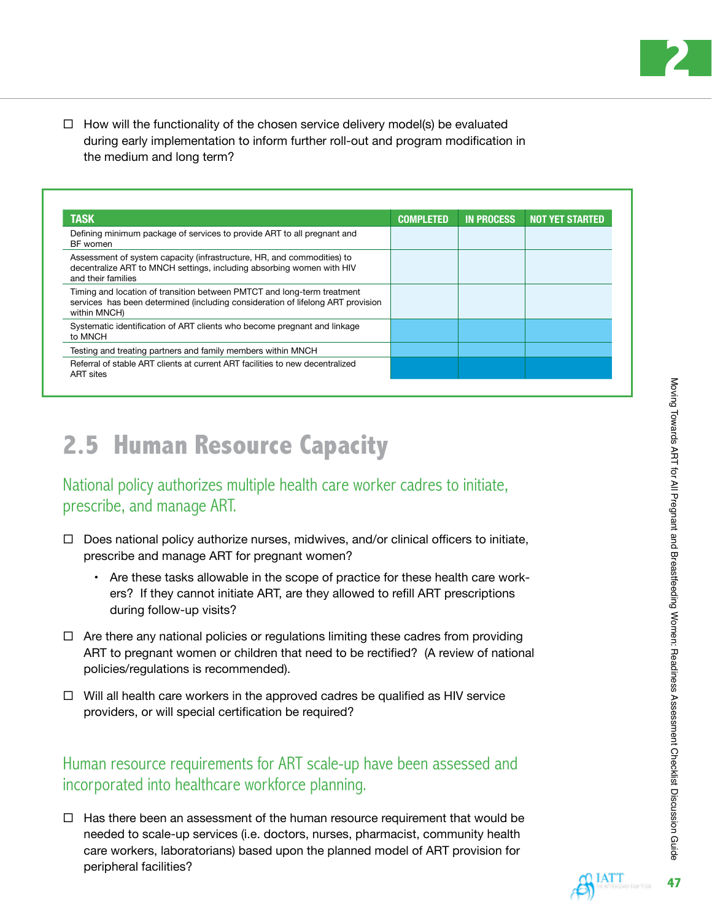- ☐ How will the functionality of the chosen service delivery model(s) be evaluated during early implementation to inform further roll-out and program modification in the medium and long term?

| TASK | COMPLETED | IN PROCESS | NOT YET STARTED |
|---|---|---|---|
| Defining minimum package of services to provide ART to all pregnant and BF women | | | |
| Assessment of system capacity (infrastructure, HR, and commodities) to decentralize ART to MNCH settings, including absorbing women with HIV and their families | | | |
| Timing and location of transition between PMTCT and long-term treatment services has been determined (including consideration of lifelong ART provision within MNCH) | | | |
| Systematic identification of ART clients who become pregnant and linkage to MNCH | | | |
| Testing and treating partners and family members within MNCH | | | |
| Referral of stable ART clients at current ART facilities to new decentralized ART sites | | | |

## 2.5 Human Resource Capacity

### National policy authorizes multiple health care worker cadres to initiate, prescribe, and manage ART.

- ☐ Does national policy authorize nurses, midwives, and/or clinical officers to initiate, prescribe and manage ART for pregnant women?
  - Are these tasks allowable in the scope of practice for these health care workers? If they cannot initiate ART, are they allowed to refill ART prescriptions during follow-up visits?
- ☐ Are there any national policies or regulations limiting these cadres from providing ART to pregnant women or children that need to be rectified? (A review of national policies/regulations is recommended).
- ☐ Will all health care workers in the approved cadres be qualified as HIV service providers, or will special certification be required?

### Human resource requirements for ART scale-up have been assessed and incorporated into healthcare workforce planning.

- ☐ Has there been an assessment of the human resource requirement that would be needed to scale-up services (i.e. doctors, nurses, pharmacist, community health care workers, laboratorians) based upon the planned model of ART provision for peripheral facilities?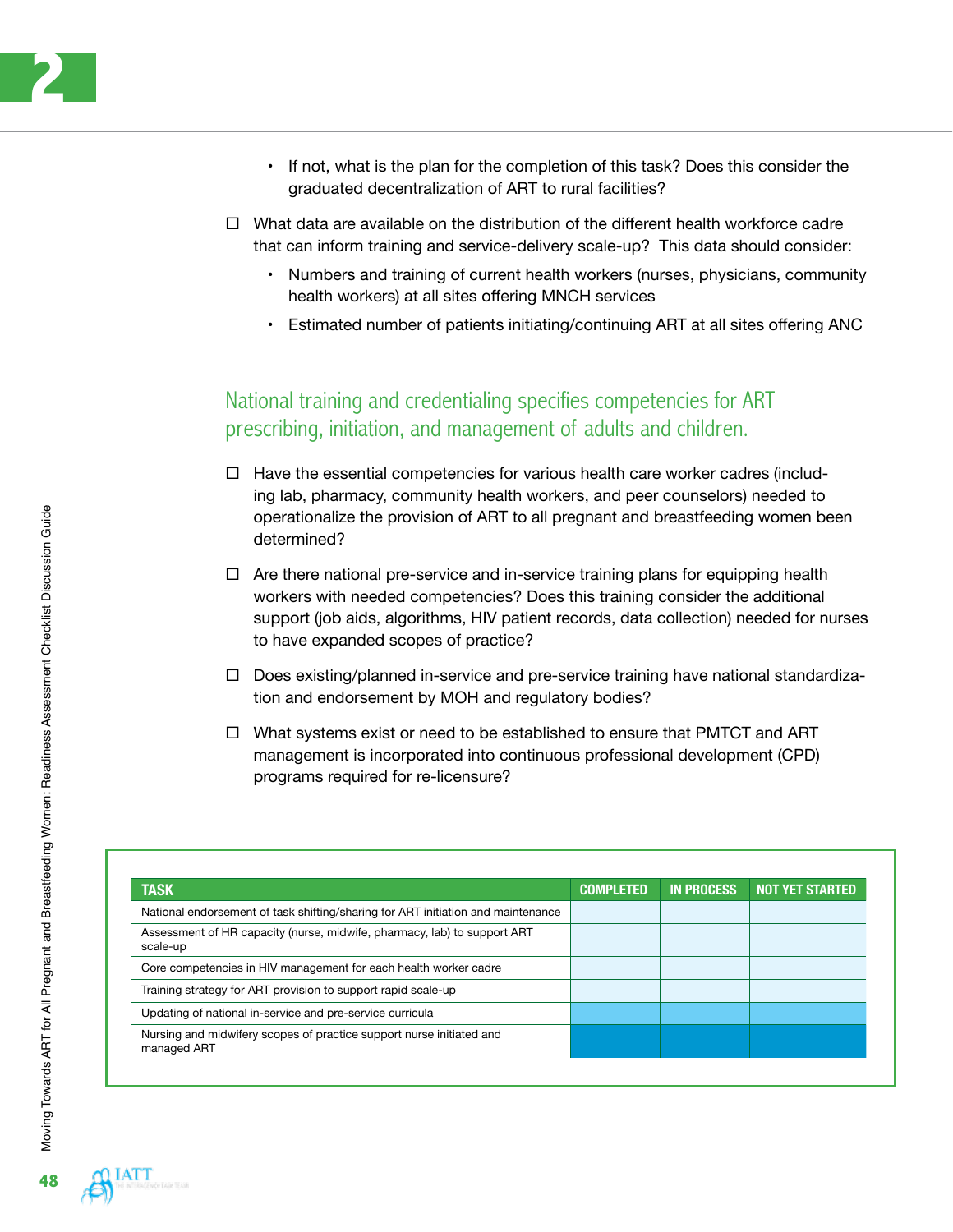- If not, what is the plan for the completion of this task? Does this consider the graduated decentralization of ART to rural facilities?

☐ What data are available on the distribution of the different health workforce cadre that can inform training and service-delivery scale-up? This data should consider:

- Numbers and training of current health workers (nurses, physicians, community health workers) at all sites offering MNCH services
- Estimated number of patients initiating/continuing ART at all sites offering ANC

## National training and credentialing specifies competencies for ART prescribing, initiation, and management of adults and children.

☐ Have the essential competencies for various health care worker cadres (including lab, pharmacy, community health workers, and peer counselors) needed to operationalize the provision of ART to all pregnant and breastfeeding women been determined?

☐ Are there national pre-service and in-service training plans for equipping health workers with needed competencies? Does this training consider the additional support (job aids, algorithms, HIV patient records, data collection) needed for nurses to have expanded scopes of practice?

☐ Does existing/planned in-service and pre-service training have national standardization and endorsement by MOH and regulatory bodies?

☐ What systems exist or need to be established to ensure that PMTCT and ART management is incorporated into continuous professional development (CPD) programs required for re-licensure?

| TASK | COMPLETED | IN PROCESS | NOT YET STARTED |
|---|---|---|---|
| National endorsement of task shifting/sharing for ART initiation and maintenance | | | |
| Assessment of HR capacity (nurse, midwife, pharmacy, lab) to support ART scale-up | | | |
| Core competencies in HIV management for each health worker cadre | | | |
| Training strategy for ART provision to support rapid scale-up | | | |
| Updating of national in-service and pre-service curricula | | | |
| Nursing and midwifery scopes of practice support nurse initiated and managed ART | | | |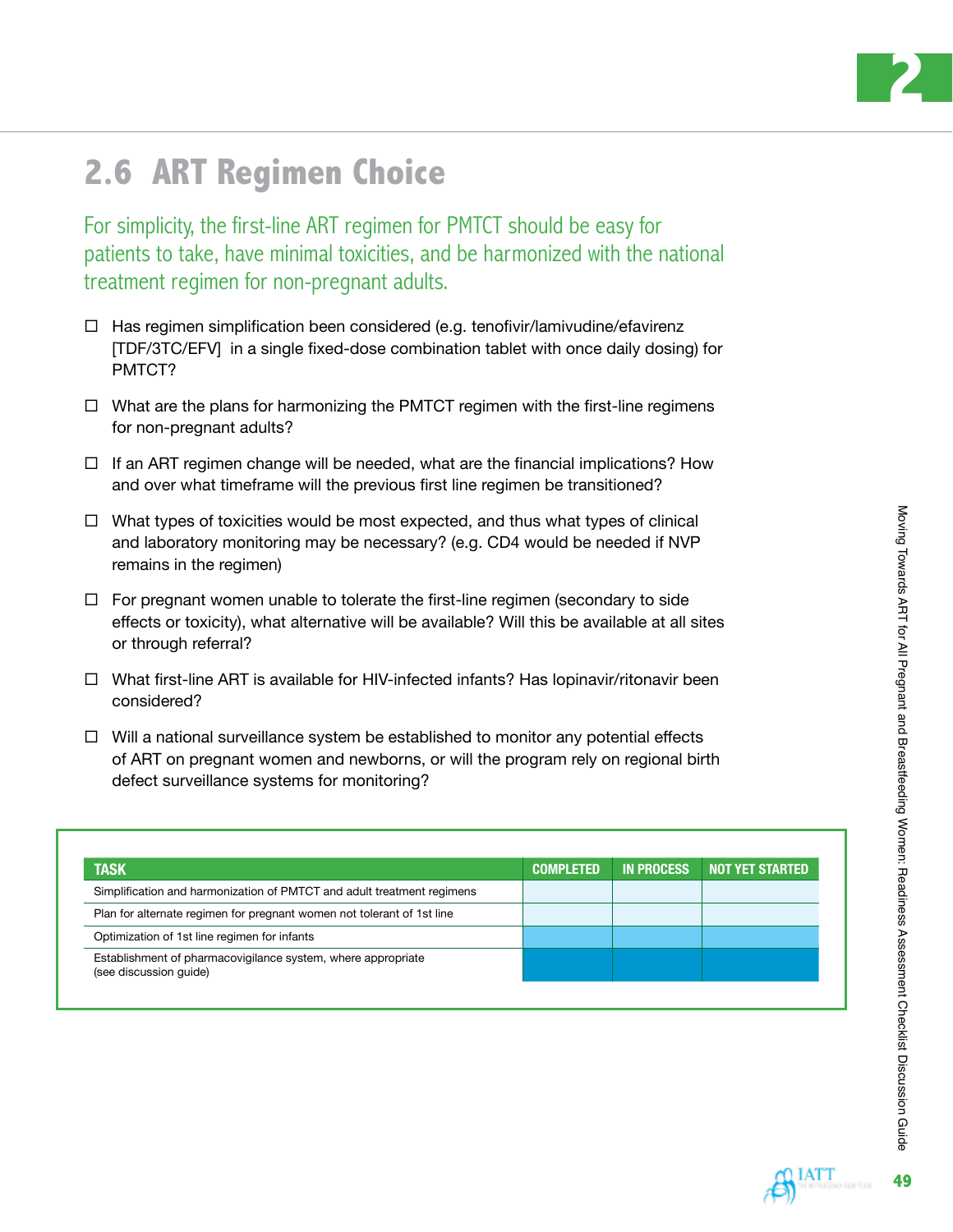## 2.6 ART Regimen Choice

For simplicity, the first-line ART regimen for PMTCT should be easy for patients to take, have minimal toxicities, and be harmonized with the national treatment regimen for non-pregnant adults.

- ☐ Has regimen simplification been considered (e.g. tenofivir/lamivudine/efavirenz [TDF/3TC/EFV] in a single fixed-dose combination tablet with once daily dosing) for PMTCT?
- ☐ What are the plans for harmonizing the PMTCT regimen with the first-line regimens for non-pregnant adults?
- ☐ If an ART regimen change will be needed, what are the financial implications? How and over what timeframe will the previous first line regimen be transitioned?
- ☐ What types of toxicities would be most expected, and thus what types of clinical and laboratory monitoring may be necessary? (e.g. CD4 would be needed if NVP remains in the regimen)
- ☐ For pregnant women unable to tolerate the first-line regimen (secondary to side effects or toxicity), what alternative will be available? Will this be available at all sites or through referral?
- ☐ What first-line ART is available for HIV-infected infants? Has lopinavir/ritonavir been considered?
- ☐ Will a national surveillance system be established to monitor any potential effects of ART on pregnant women and newborns, or will the program rely on regional birth defect surveillance systems for monitoring?

| TASK | COMPLETED | IN PROCESS | NOT YET STARTED |
|---|---|---|---|
| Simplification and harmonization of PMTCT and adult treatment regimens | | | |
| Plan for alternate regimen for pregnant women not tolerant of 1st line | | | |
| Optimization of 1st line regimen for infants | | | |
| Establishment of pharmacovigilance system, where appropriate (see discussion guide) | | | |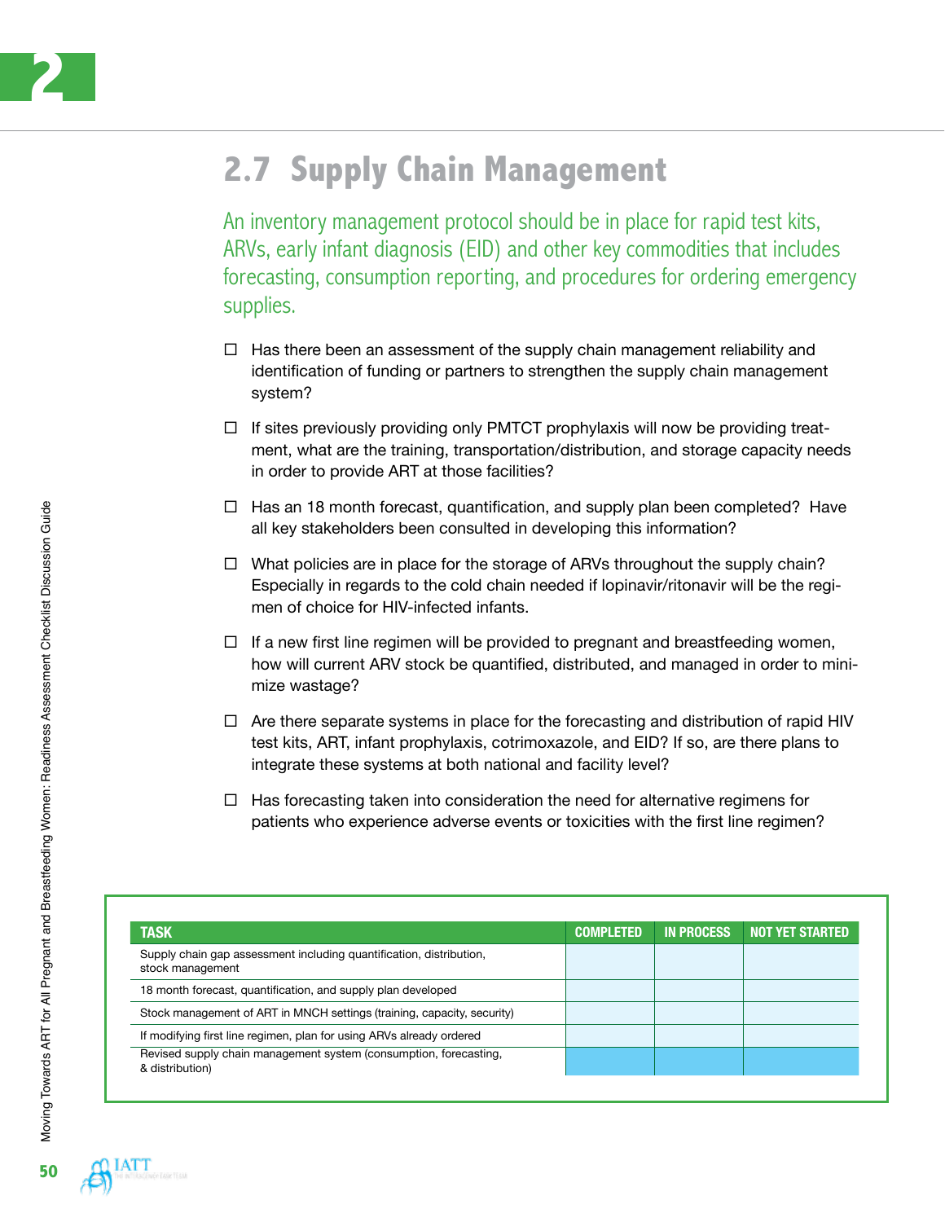## 2.7 Supply Chain Management

An inventory management protocol should be in place for rapid test kits, ARVs, early infant diagnosis (EID) and other key commodities that includes forecasting, consumption reporting, and procedures for ordering emergency supplies.

- ☐ Has there been an assessment of the supply chain management reliability and identification of funding or partners to strengthen the supply chain management system?
- ☐ If sites previously providing only PMTCT prophylaxis will now be providing treatment, what are the training, transportation/distribution, and storage capacity needs in order to provide ART at those facilities?
- ☐ Has an 18 month forecast, quantification, and supply plan been completed? Have all key stakeholders been consulted in developing this information?
- ☐ What policies are in place for the storage of ARVs throughout the supply chain? Especially in regards to the cold chain needed if lopinavir/ritonavir will be the regimen of choice for HIV-infected infants.
- ☐ If a new first line regimen will be provided to pregnant and breastfeeding women, how will current ARV stock be quantified, distributed, and managed in order to minimize wastage?
- ☐ Are there separate systems in place for the forecasting and distribution of rapid HIV test kits, ART, infant prophylaxis, cotrimoxazole, and EID? If so, are there plans to integrate these systems at both national and facility level?
- ☐ Has forecasting taken into consideration the need for alternative regimens for patients who experience adverse events or toxicities with the first line regimen?

| TASK | COMPLETED | IN PROCESS | NOT YET STARTED |
|---|---|---|---|
| Supply chain gap assessment including quantification, distribution, stock management | | | |
| 18 month forecast, quantification, and supply plan developed | | | |
| Stock management of ART in MNCH settings (training, capacity, security) | | | |
| If modifying first line regimen, plan for using ARVs already ordered | | | |
| Revised supply chain management system (consumption, forecasting, & distribution) | | | |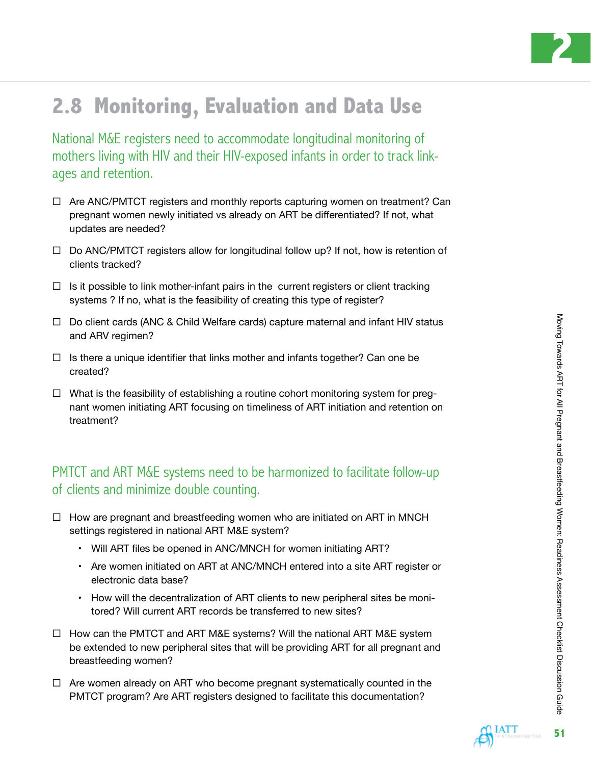## 2.8 Monitoring, Evaluation and Data Use

National M&E registers need to accommodate longitudinal monitoring of mothers living with HIV and their HIV-exposed infants in order to track linkages and retention.

- ☐ Are ANC/PMTCT registers and monthly reports capturing women on treatment? Can pregnant women newly initiated vs already on ART be differentiated? If not, what updates are needed?
- ☐ Do ANC/PMTCT registers allow for longitudinal follow up? If not, how is retention of clients tracked?
- ☐ Is it possible to link mother-infant pairs in the current registers or client tracking systems ? If no, what is the feasibility of creating this type of register?
- ☐ Do client cards (ANC & Child Welfare cards) capture maternal and infant HIV status and ARV regimen?
- ☐ Is there a unique identifier that links mother and infants together? Can one be created?
- ☐ What is the feasibility of establishing a routine cohort monitoring system for pregnant women initiating ART focusing on timeliness of ART initiation and retention on treatment?

PMTCT and ART M&E systems need to be harmonized to facilitate follow-up of clients and minimize double counting.

- ☐ How are pregnant and breastfeeding women who are initiated on ART in MNCH settings registered in national ART M&E system?
  - Will ART files be opened in ANC/MNCH for women initiating ART?
  - Are women initiated on ART at ANC/MNCH entered into a site ART register or electronic data base?
  - How will the decentralization of ART clients to new peripheral sites be monitored? Will current ART records be transferred to new sites?
- ☐ How can the PMTCT and ART M&E systems? Will the national ART M&E system be extended to new peripheral sites that will be providing ART for all pregnant and breastfeeding women?
- ☐ Are women already on ART who become pregnant systematically counted in the PMTCT program? Are ART registers designed to facilitate this documentation?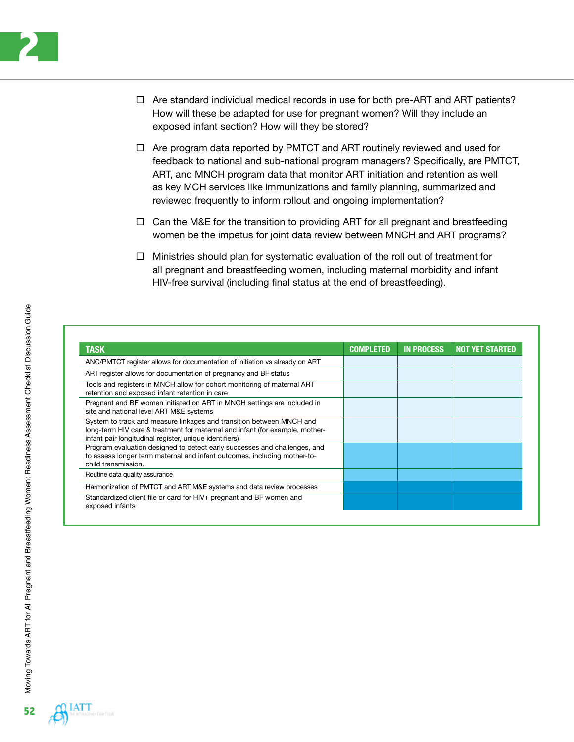- ☐ Are standard individual medical records in use for both pre-ART and ART patients? How will these be adapted for use for pregnant women? Will they include an exposed infant section? How will they be stored?

- ☐ Are program data reported by PMTCT and ART routinely reviewed and used for feedback to national and sub-national program managers? Specifically, are PMTCT, ART, and MNCH program data that monitor ART initiation and retention as well as key MCH services like immunizations and family planning, summarized and reviewed frequently to inform rollout and ongoing implementation?

- ☐ Can the M&E for the transition to providing ART for all pregnant and brestfeeding women be the impetus for joint data review between MNCH and ART programs?

- ☐ Ministries should plan for systematic evaluation of the roll out of treatment for all pregnant and breastfeeding women, including maternal morbidity and infant HIV-free survival (including final status at the end of breastfeeding).

| TASK | COMPLETED | IN PROCESS | NOT YET STARTED |
|---|---|---|---|
| ANC/PMTCT register allows for documentation of initiation vs already on ART | | | |
| ART register allows for documentation of pregnancy and BF status | | | |
| Tools and registers in MNCH allow for cohort monitoring of maternal ART retention and exposed infant retention in care | | | |
| Pregnant and BF women initiated on ART in MNCH settings are included in site and national level ART M&E systems | | | |
| System to track and measure linkages and transition between MNCH and long-term HIV care & treatment for maternal and infant (for example, mother-infant pair longitudinal register, unique identifiers) | | | |
| Program evaluation designed to detect early successes and challenges, and to assess longer term maternal and infant outcomes, including mother-to-child transmission. | | | |
| Routine data quality assurance | | | |
| Harmonization of PMTCT and ART M&E systems and data review processes | | | |
| Standardized client file or card for HIV+ pregnant and BF women and exposed infants | | | |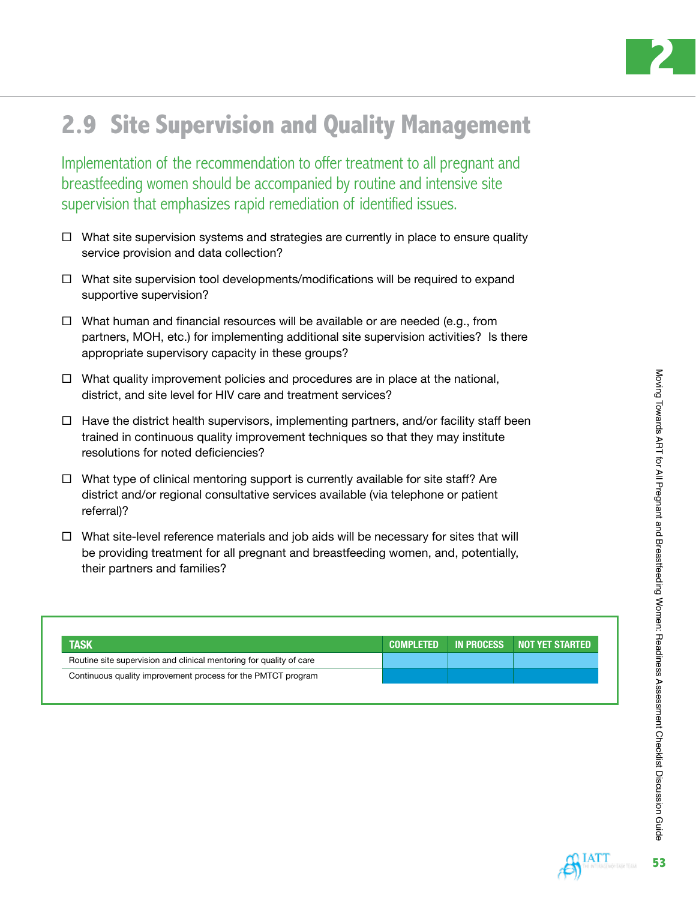## 2.9 Site Supervision and Quality Management

Implementation of the recommendation to offer treatment to all pregnant and breastfeeding women should be accompanied by routine and intensive site supervision that emphasizes rapid remediation of identified issues.

- ☐ What site supervision systems and strategies are currently in place to ensure quality service provision and data collection?
- ☐ What site supervision tool developments/modifications will be required to expand supportive supervision?
- ☐ What human and financial resources will be available or are needed (e.g., from partners, MOH, etc.) for implementing additional site supervision activities? Is there appropriate supervisory capacity in these groups?
- ☐ What quality improvement policies and procedures are in place at the national, district, and site level for HIV care and treatment services?
- ☐ Have the district health supervisors, implementing partners, and/or facility staff been trained in continuous quality improvement techniques so that they may institute resolutions for noted deficiencies?
- ☐ What type of clinical mentoring support is currently available for site staff? Are district and/or regional consultative services available (via telephone or patient referral)?
- ☐ What site-level reference materials and job aids will be necessary for sites that will be providing treatment for all pregnant and breastfeeding women, and, potentially, their partners and families?

| TASK | COMPLETED | IN PROCESS | NOT YET STARTED |
|---|---|---|---|
| Routine site supervision and clinical mentoring for quality of care | | | |
| Continuous quality improvement process for the PMTCT program | | | |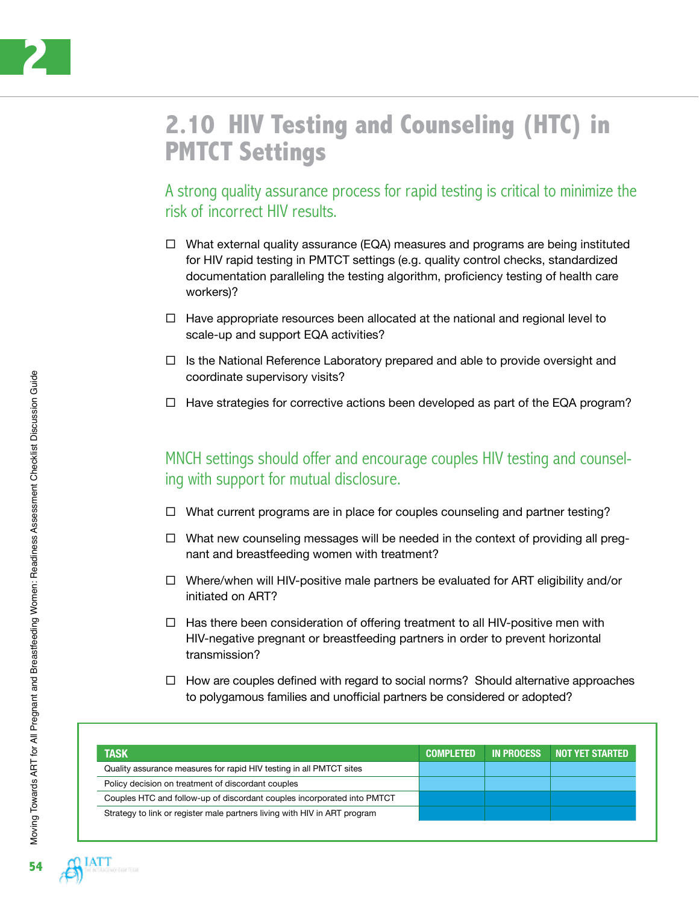## 2.10 HIV Testing and Counseling (HTC) in PMTCT Settings

A strong quality assurance process for rapid testing is critical to minimize the risk of incorrect HIV results.

- ☐ What external quality assurance (EQA) measures and programs are being instituted for HIV rapid testing in PMTCT settings (e.g. quality control checks, standardized documentation paralleling the testing algorithm, proficiency testing of health care workers)?
- ☐ Have appropriate resources been allocated at the national and regional level to scale-up and support EQA activities?
- ☐ Is the National Reference Laboratory prepared and able to provide oversight and coordinate supervisory visits?
- ☐ Have strategies for corrective actions been developed as part of the EQA program?

MNCH settings should offer and encourage couples HIV testing and counseling with support for mutual disclosure.

- ☐ What current programs are in place for couples counseling and partner testing?
- ☐ What new counseling messages will be needed in the context of providing all pregnant and breastfeeding women with treatment?
- ☐ Where/when will HIV-positive male partners be evaluated for ART eligibility and/or initiated on ART?
- ☐ Has there been consideration of offering treatment to all HIV-positive men with HIV-negative pregnant or breastfeeding partners in order to prevent horizontal transmission?
- ☐ How are couples defined with regard to social norms? Should alternative approaches to polygamous families and unofficial partners be considered or adopted?

| TASK | COMPLETED | IN PROCESS | NOT YET STARTED |
|---|---|---|---|
| Quality assurance measures for rapid HIV testing in all PMTCT sites | | | |
| Policy decision on treatment of discordant couples | | | |
| Couples HTC and follow-up of discordant couples incorporated into PMTCT | | | |
| Strategy to link or register male partners living with HIV in ART program | | | |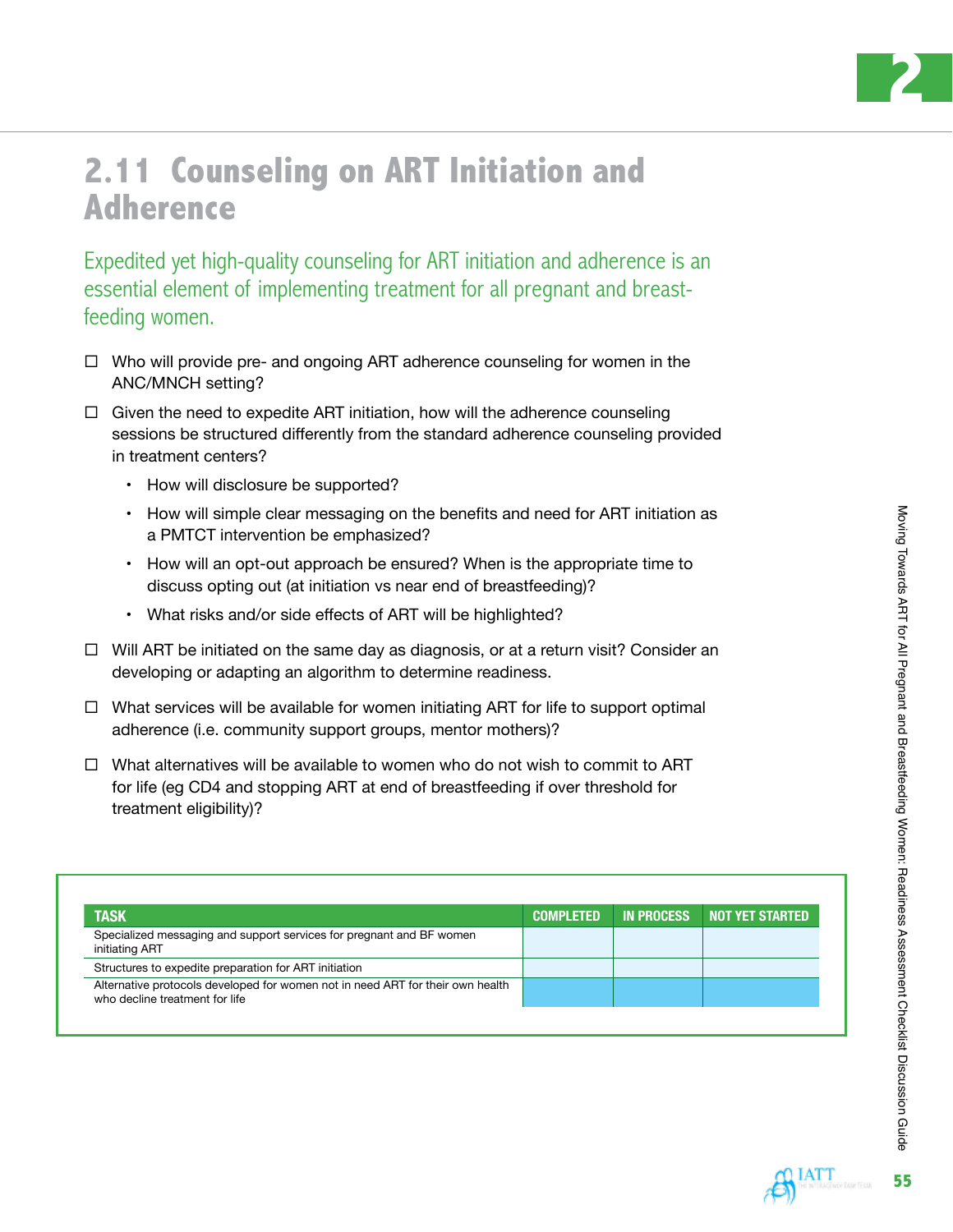## 2.11 Counseling on ART Initiation and Adherence

Expedited yet high-quality counseling for ART initiation and adherence is an essential element of implementing treatment for all pregnant and breast-feeding women.

- ☐ Who will provide pre- and ongoing ART adherence counseling for women in the ANC/MNCH setting?
- ☐ Given the need to expedite ART initiation, how will the adherence counseling sessions be structured differently from the standard adherence counseling provided in treatment centers?
    - How will disclosure be supported?
    - How will simple clear messaging on the benefits and need for ART initiation as a PMTCT intervention be emphasized?
    - How will an opt-out approach be ensured? When is the appropriate time to discuss opting out (at initiation vs near end of breastfeeding)?
    - What risks and/or side effects of ART will be highlighted?
- ☐ Will ART be initiated on the same day as diagnosis, or at a return visit? Consider an developing or adapting an algorithm to determine readiness.
- ☐ What services will be available for women initiating ART for life to support optimal adherence (i.e. community support groups, mentor mothers)?
- ☐ What alternatives will be available to women who do not wish to commit to ART for life (eg CD4 and stopping ART at end of breastfeeding if over threshold for treatment eligibility)?

| TASK | COMPLETED | IN PROCESS | NOT YET STARTED |
|---|---|---|---|
| Specialized messaging and support services for pregnant and BF women initiating ART | | | |
| Structures to expedite preparation for ART initiation | | | |
| Alternative protocols developed for women not in need ART for their own health who decline treatment for life | | | |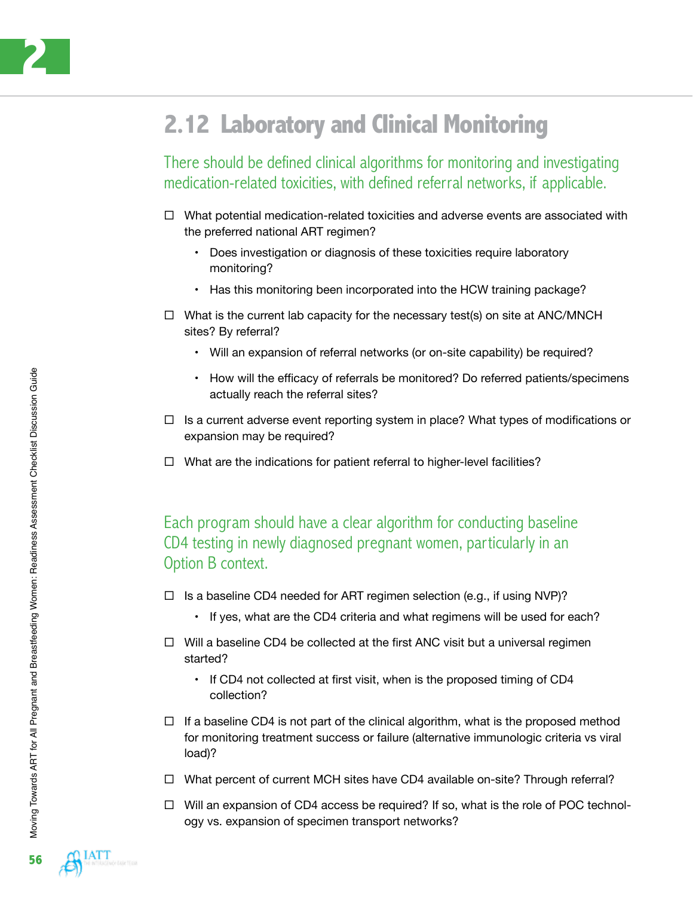## 2.12 Laboratory and Clinical Monitoring

There should be defined clinical algorithms for monitoring and investigating medication-related toxicities, with defined referral networks, if applicable.

- ☐ What potential medication-related toxicities and adverse events are associated with the preferred national ART regimen?
  - Does investigation or diagnosis of these toxicities require laboratory monitoring?
  - Has this monitoring been incorporated into the HCW training package?
- ☐ What is the current lab capacity for the necessary test(s) on site at ANC/MNCH sites? By referral?
  - Will an expansion of referral networks (or on-site capability) be required?
  - How will the efficacy of referrals be monitored? Do referred patients/specimens actually reach the referral sites?
- ☐ Is a current adverse event reporting system in place? What types of modifications or expansion may be required?
- ☐ What are the indications for patient referral to higher-level facilities?

Each program should have a clear algorithm for conducting baseline CD4 testing in newly diagnosed pregnant women, particularly in an Option B context.

- ☐ Is a baseline CD4 needed for ART regimen selection (e.g., if using NVP)?
  - If yes, what are the CD4 criteria and what regimens will be used for each?
- ☐ Will a baseline CD4 be collected at the first ANC visit but a universal regimen started?
  - If CD4 not collected at first visit, when is the proposed timing of CD4 collection?
- ☐ If a baseline CD4 is not part of the clinical algorithm, what is the proposed method for monitoring treatment success or failure (alternative immunologic criteria vs viral load)?
- ☐ What percent of current MCH sites have CD4 available on-site? Through referral?
- ☐ Will an expansion of CD4 access be required? If so, what is the role of POC technology vs. expansion of specimen transport networks?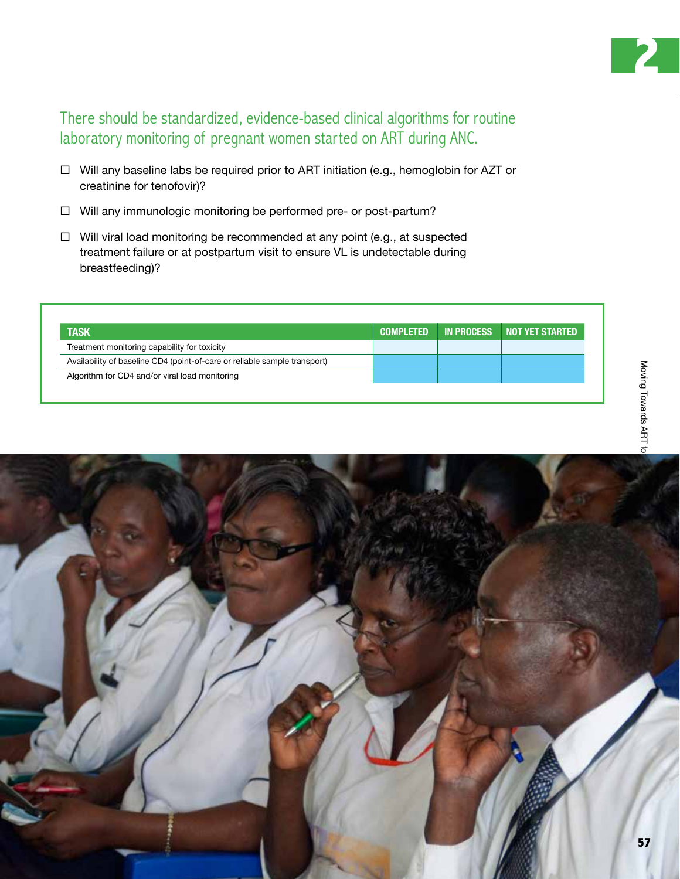## There should be standardized, evidence-based clinical algorithms for routine laboratory monitoring of pregnant women started on ART during ANC.

- ☐ Will any baseline labs be required prior to ART initiation (e.g., hemoglobin for AZT or creatinine for tenofovir)?
- ☐ Will any immunologic monitoring be performed pre- or post-partum?
- ☐ Will viral load monitoring be recommended at any point (e.g., at suspected treatment failure or at postpartum visit to ensure VL is undetectable during breastfeeding)?

| TASK | COMPLETED | IN PROCESS | NOT YET STARTED |
|---|---|---|---|
| Treatment monitoring capability for toxicity | | | |
| Availability of baseline CD4 (point-of-care or reliable sample transport) | | | |
| Algorithm for CD4 and/or viral load monitoring | | | |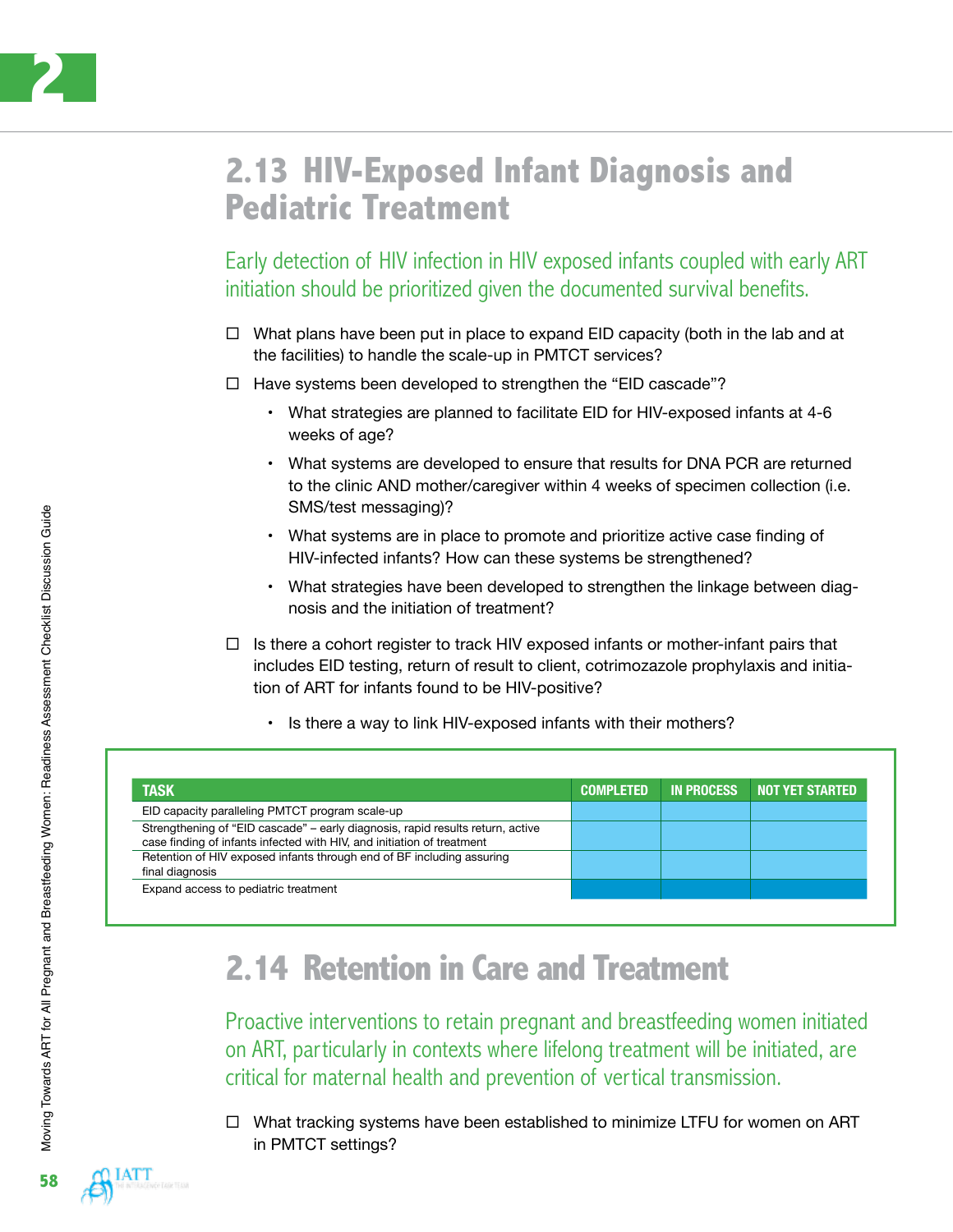## 2.13 HIV-Exposed Infant Diagnosis and Pediatric Treatment

Early detection of HIV infection in HIV exposed infants coupled with early ART initiation should be prioritized given the documented survival benefits.

- ☐ What plans have been put in place to expand EID capacity (both in the lab and at the facilities) to handle the scale-up in PMTCT services?
- ☐ Have systems been developed to strengthen the "EID cascade"?
  - What strategies are planned to facilitate EID for HIV-exposed infants at 4-6 weeks of age?
  - What systems are developed to ensure that results for DNA PCR are returned to the clinic AND mother/caregiver within 4 weeks of specimen collection (i.e. SMS/test messaging)?
  - What systems are in place to promote and prioritize active case finding of HIV-infected infants? How can these systems be strengthened?
  - What strategies have been developed to strengthen the linkage between diagnosis and the initiation of treatment?
- ☐ Is there a cohort register to track HIV exposed infants or mother-infant pairs that includes EID testing, return of result to client, cotrimozazole prophylaxis and initiation of ART for infants found to be HIV-positive?
  - Is there a way to link HIV-exposed infants with their mothers?

| TASK | COMPLETED | IN PROCESS | NOT YET STARTED |
|---|---|---|---|
| EID capacity paralleling PMTCT program scale-up | | | |
| Strengthening of "EID cascade" – early diagnosis, rapid results return, active case finding of infants infected with HIV, and initiation of treatment | | | |
| Retention of HIV exposed infants through end of BF including assuring final diagnosis | | | |
| Expand access to pediatric treatment | | | |

## 2.14 Retention in Care and Treatment

Proactive interventions to retain pregnant and breastfeeding women initiated on ART, particularly in contexts where lifelong treatment will be initiated, are critical for maternal health and prevention of vertical transmission.

- ☐ What tracking systems have been established to minimize LTFU for women on ART in PMTCT settings?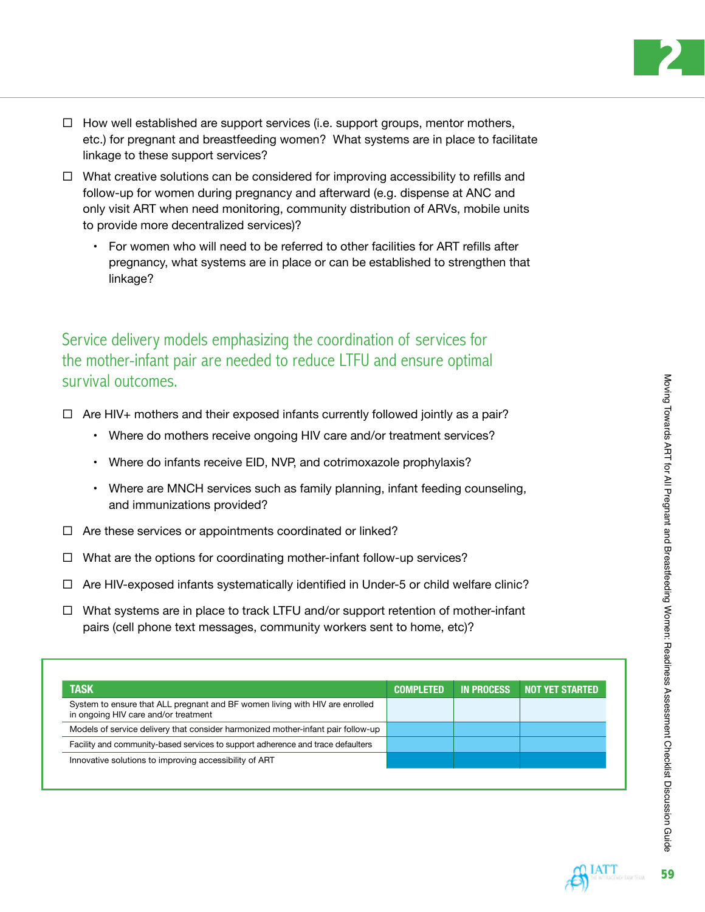- ☐ How well established are support services (i.e. support groups, mentor mothers, etc.) for pregnant and breastfeeding women? What systems are in place to facilitate linkage to these support services?
- ☐ What creative solutions can be considered for improving accessibility to refills and follow-up for women during pregnancy and afterward (e.g. dispense at ANC and only visit ART when need monitoring, community distribution of ARVs, mobile units to provide more decentralized services)?
  - For women who will need to be referred to other facilities for ART refills after pregnancy, what systems are in place or can be established to strengthen that linkage?

## Service delivery models emphasizing the coordination of services for the mother-infant pair are needed to reduce LTFU and ensure optimal survival outcomes.

- ☐ Are HIV+ mothers and their exposed infants currently followed jointly as a pair?
  - Where do mothers receive ongoing HIV care and/or treatment services?
  - Where do infants receive EID, NVP, and cotrimoxazole prophylaxis?
  - Where are MNCH services such as family planning, infant feeding counseling, and immunizations provided?
- ☐ Are these services or appointments coordinated or linked?
- ☐ What are the options for coordinating mother-infant follow-up services?
- ☐ Are HIV-exposed infants systematically identified in Under-5 or child welfare clinic?
- ☐ What systems are in place to track LTFU and/or support retention of mother-infant pairs (cell phone text messages, community workers sent to home, etc)?

| TASK | COMPLETED | IN PROCESS | NOT YET STARTED |
|---|---|---|---|
| System to ensure that ALL pregnant and BF women living with HIV are enrolled in ongoing HIV care and/or treatment | | | |
| Models of service delivery that consider harmonized mother-infant pair follow-up | | | |
| Facility and community-based services to support adherence and trace defaulters | | | |
| Innovative solutions to improving accessibility of ART | | | |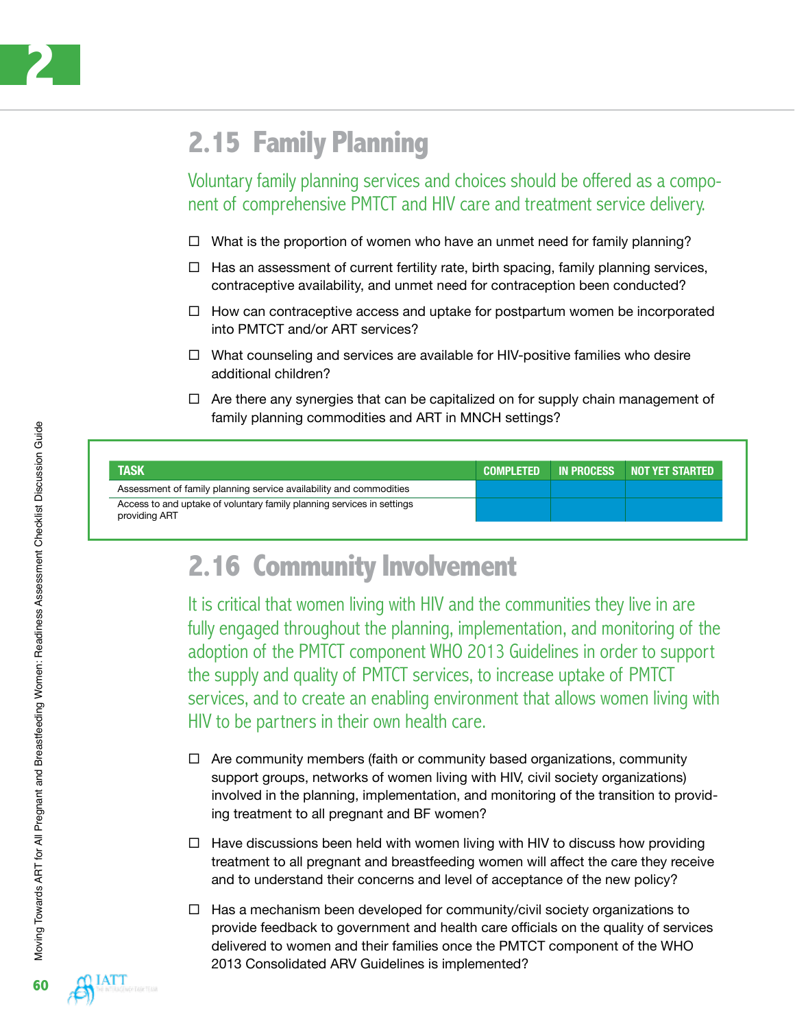## 2.15 Family Planning

Voluntary family planning services and choices should be offered as a component of comprehensive PMTCT and HIV care and treatment service delivery.

- ☐ What is the proportion of women who have an unmet need for family planning?
- ☐ Has an assessment of current fertility rate, birth spacing, family planning services, contraceptive availability, and unmet need for contraception been conducted?
- ☐ How can contraceptive access and uptake for postpartum women be incorporated into PMTCT and/or ART services?
- ☐ What counseling and services are available for HIV-positive families who desire additional children?
- ☐ Are there any synergies that can be capitalized on for supply chain management of family planning commodities and ART in MNCH settings?

| TASK | COMPLETED | IN PROCESS | NOT YET STARTED |
|---|---|---|---|
| Assessment of family planning service availability and commodities | | | |
| Access to and uptake of voluntary family planning services in settings providing ART | | | |

## 2.16 Community Involvement

It is critical that women living with HIV and the communities they live in are fully engaged throughout the planning, implementation, and monitoring of the adoption of the PMTCT component WHO 2013 Guidelines in order to support the supply and quality of PMTCT services, to increase uptake of PMTCT services, and to create an enabling environment that allows women living with HIV to be partners in their own health care.

- ☐ Are community members (faith or community based organizations, community support groups, networks of women living with HIV, civil society organizations) involved in the planning, implementation, and monitoring of the transition to providing treatment to all pregnant and BF women?
- ☐ Have discussions been held with women living with HIV to discuss how providing treatment to all pregnant and breastfeeding women will affect the care they receive and to understand their concerns and level of acceptance of the new policy?
- ☐ Has a mechanism been developed for community/civil society organizations to provide feedback to government and health care officials on the quality of services delivered to women and their families once the PMTCT component of the WHO 2013 Consolidated ARV Guidelines is implemented?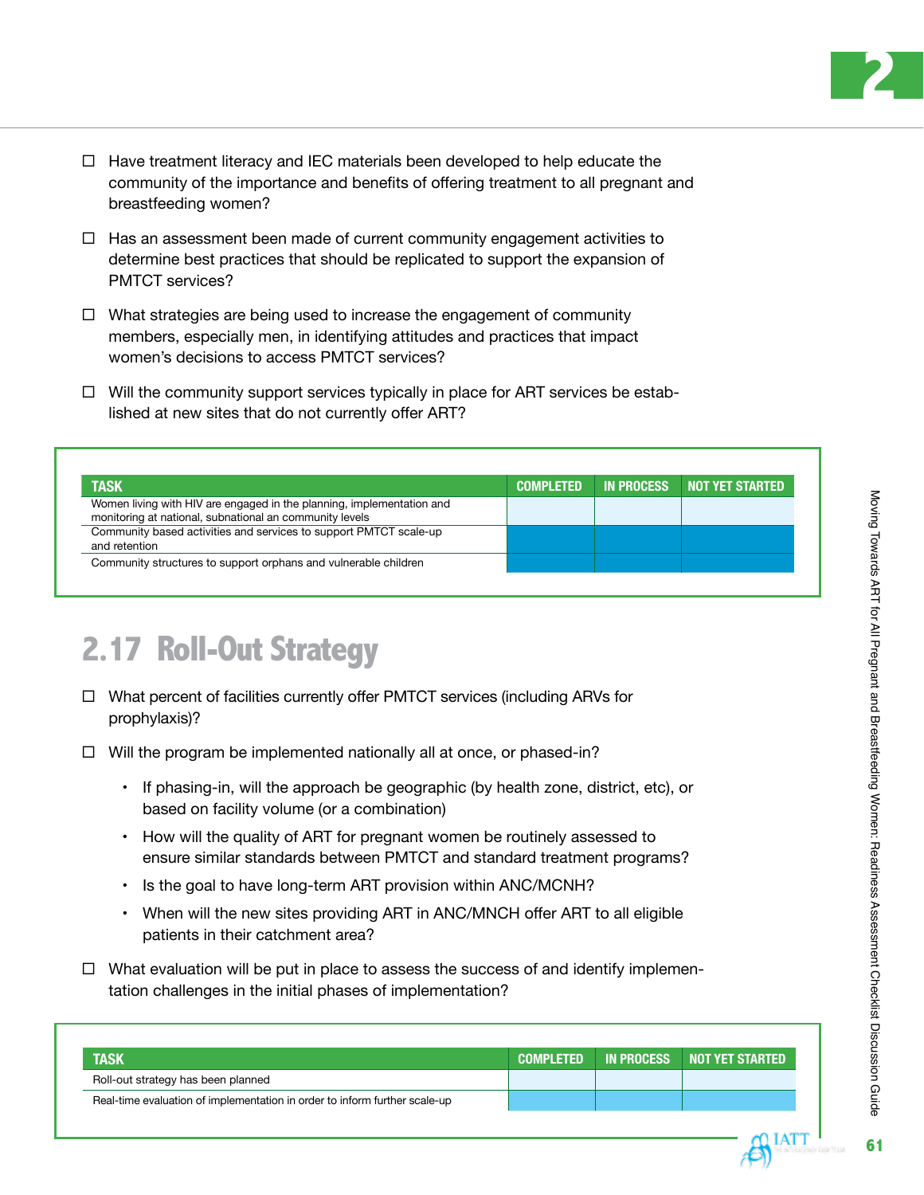- ☐ Have treatment literacy and IEC materials been developed to help educate the community of the importance and benefits of offering treatment to all pregnant and breastfeeding women?
- ☐ Has an assessment been made of current community engagement activities to determine best practices that should be replicated to support the expansion of PMTCT services?
- ☐ What strategies are being used to increase the engagement of community members, especially men, in identifying attitudes and practices that impact women's decisions to access PMTCT services?
- ☐ Will the community support services typically in place for ART services be established at new sites that do not currently offer ART?

| TASK | COMPLETED | IN PROCESS | NOT YET STARTED |
|---|---|---|---|
| Women living with HIV are engaged in the planning, implementation and monitoring at national, subnational an community levels | | | |
| Community based activities and services to support PMTCT scale-up and retention | | | |
| Community structures to support orphans and vulnerable children | | | |

## 2.17 Roll-Out Strategy

- ☐ What percent of facilities currently offer PMTCT services (including ARVs for prophylaxis)?
- ☐ Will the program be implemented nationally all at once, or phased-in?
  - If phasing-in, will the approach be geographic (by health zone, district, etc), or based on facility volume (or a combination)
  - How will the quality of ART for pregnant women be routinely assessed to ensure similar standards between PMTCT and standard treatment programs?
  - Is the goal to have long-term ART provision within ANC/MCNH?
  - When will the new sites providing ART in ANC/MNCH offer ART to all eligible patients in their catchment area?
- ☐ What evaluation will be put in place to assess the success of and identify implementation challenges in the initial phases of implementation?

| TASK | COMPLETED | IN PROCESS | NOT YET STARTED |
|---|---|---|---|
| Roll-out strategy has been planned | | | |
| Real-time evaluation of implementation in order to inform further scale-up | | | |